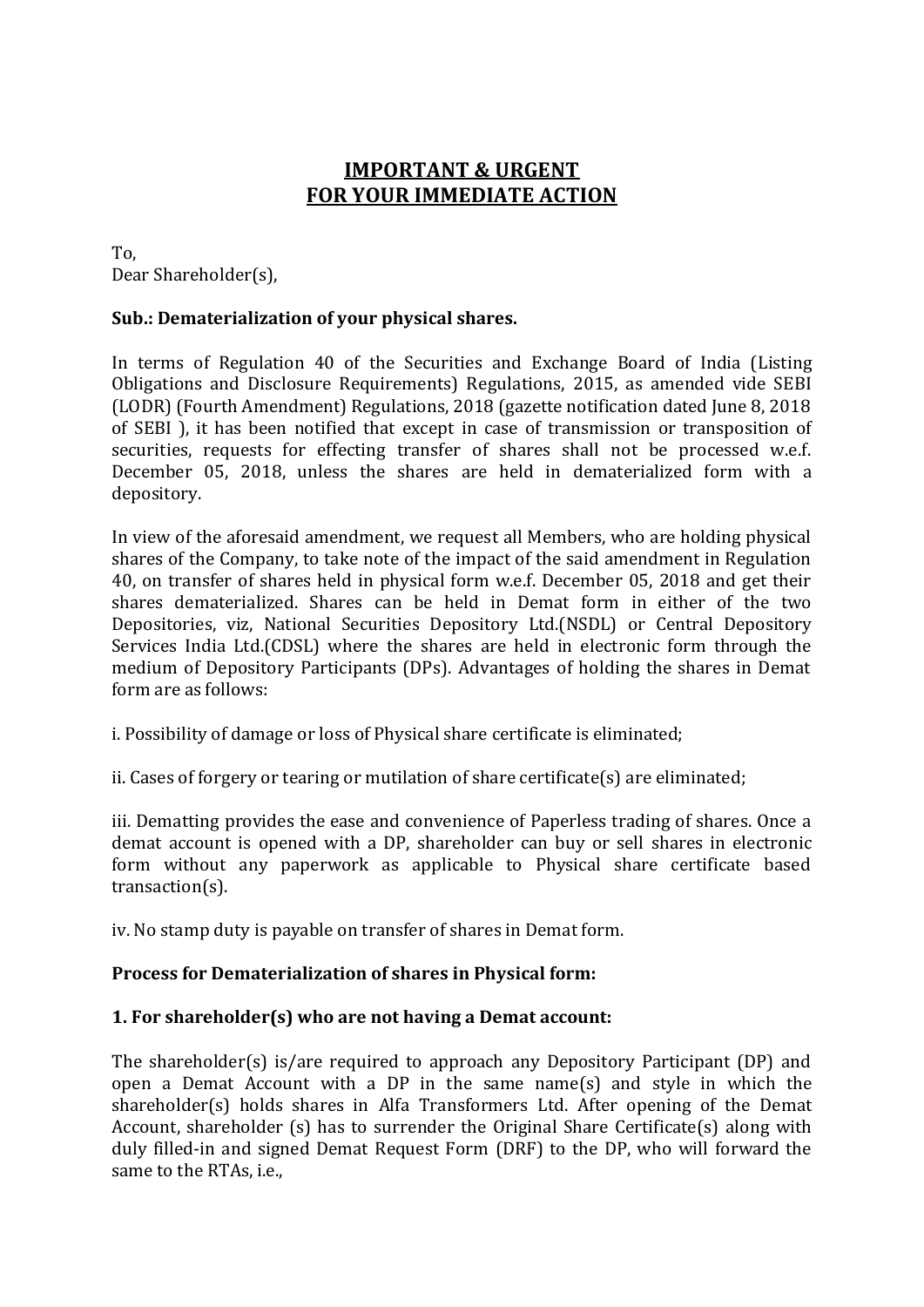# IMPORTANT & URGENT
# FOR YOUR IMMEDIATE ACTION

To,
Dear Shareholder(s),

**Sub.: Dematerialization of your physical shares.**

In terms of Regulation 40 of the Securities and Exchange Board of India (Listing Obligations and Disclosure Requirements) Regulations, 2015, as amended vide SEBI (LODR) (Fourth Amendment) Regulations, 2018 (gazette notification dated June 8, 2018 of SEBI ), it has been notified that except in case of transmission or transposition of securities, requests for effecting transfer of shares shall not be processed w.e.f. December 05, 2018, unless the shares are held in dematerialized form with a depository.

In view of the aforesaid amendment, we request all Members, who are holding physical shares of the Company, to take note of the impact of the said amendment in Regulation 40, on transfer of shares held in physical form w.e.f. December 05, 2018 and get their shares dematerialized. Shares can be held in Demat form in either of the two Depositories, viz, National Securities Depository Ltd.(NSDL) or Central Depository Services India Ltd.(CDSL) where the shares are held in electronic form through the medium of Depository Participants (DPs). Advantages of holding the shares in Demat form are as follows:

i. Possibility of damage or loss of Physical share certificate is eliminated;

ii. Cases of forgery or tearing or mutilation of share certificate(s) are eliminated;

iii. Dematting provides the ease and convenience of Paperless trading of shares. Once a demat account is opened with a DP, shareholder can buy or sell shares in electronic form without any paperwork as applicable to Physical share certificate based transaction(s).

iv. No stamp duty is payable on transfer of shares in Demat form.

**Process for Dematerialization of shares in Physical form:**

**1. For shareholder(s) who are not having a Demat account:**

The shareholder(s) is/are required to approach any Depository Participant (DP) and open a Demat Account with a DP in the same name(s) and style in which the shareholder(s) holds shares in Alfa Transformers Ltd. After opening of the Demat Account, shareholder (s) has to surrender the Original Share Certificate(s) along with duly filled-in and signed Demat Request Form (DRF) to the DP, who will forward the same to the RTAs, i.e.,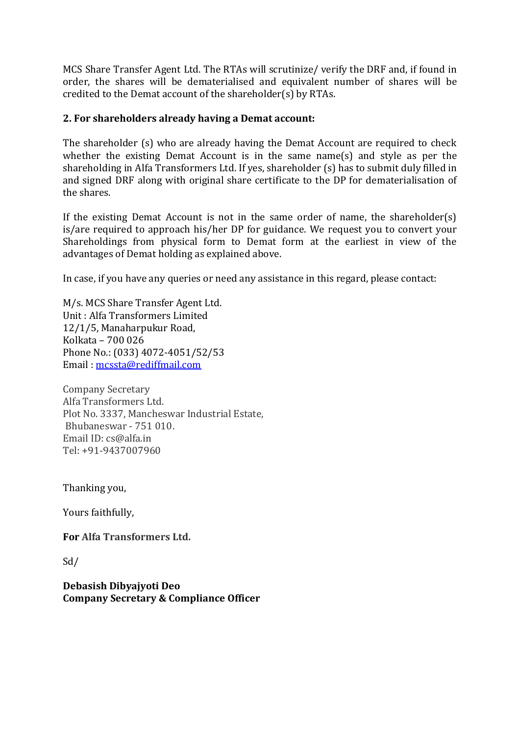MCS Share Transfer Agent Ltd. The RTAs will scrutinize/ verify the DRF and, if found in order, the shares will be dematerialised and equivalent number of shares will be credited to the Demat account of the shareholder(s) by RTAs.

**2. For shareholders already having a Demat account:**

The shareholder (s) who are already having the Demat Account are required to check whether the existing Demat Account is in the same name(s) and style as per the shareholding in Alfa Transformers Ltd. If yes, shareholder (s) has to submit duly filled in and signed DRF along with original share certificate to the DP for dematerialisation of the shares.

If the existing Demat Account is not in the same order of name, the shareholder(s) is/are required to approach his/her DP for guidance. We request you to convert your Shareholdings from physical form to Demat form at the earliest in view of the advantages of Demat holding as explained above.

In case, if you have any queries or need any assistance in this regard, please contact:

M/s. MCS Share Transfer Agent Ltd.
Unit : Alfa Transformers Limited
12/1/5, Manaharpukur Road,
Kolkata – 700 026
Phone No.: (033) 4072-4051/52/53
Email : mcssta@rediffmail.com

Company Secretary
Alfa Transformers Ltd.
Plot No. 3337, Mancheswar Industrial Estate,
Bhubaneswar - 751 010.
Email ID: cs@alfa.in
Tel: +91-9437007960

Thanking you,

Yours faithfully,

**For Alfa Transformers Ltd.**

Sd/

**Debasish Dibyajyoti Deo**
**Company Secretary & Compliance Officer**